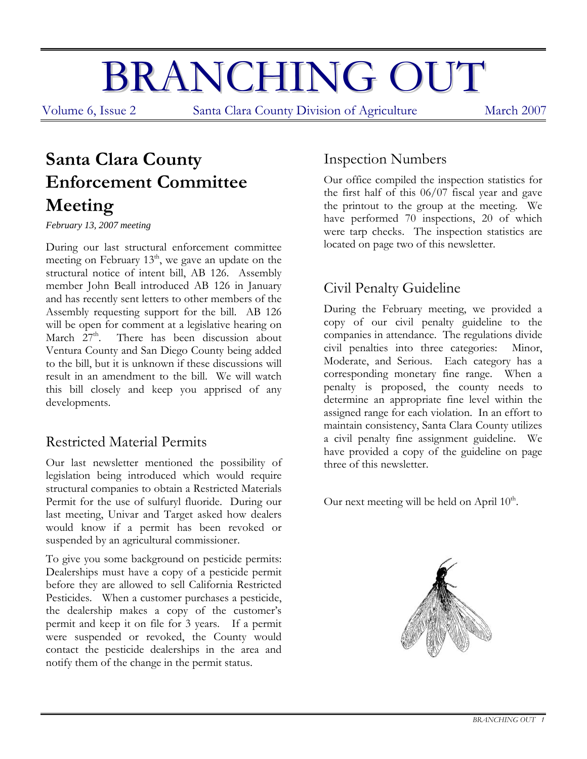# BRANCHING OUT

Volume 6, Issue 2 Santa Clara County Division of Agriculture March 2007

## Santa Clara County Enforcement Committee Meeting

*February 13, 2007 meeting*

During our last structural enforcement committee meeting on February 13th, we gave an update on the structural notice of intent bill, AB 126. Assembly member John Beall introduced AB 126 in January and has recently sent letters to other members of the Assembly requesting support for the bill. AB 126 will be open for comment at a legislative hearing on March 27th. There has been discussion about Ventura County and San Diego County being added to the bill, but it is unknown if these discussions will result in an amendment to the bill. We will watch this bill closely and keep you apprised of any developments.

### Restricted Material Permits

Our last newsletter mentioned the possibility of legislation being introduced which would require structural companies to obtain a Restricted Materials Permit for the use of sulfuryl fluoride. During our last meeting, Univar and Target asked how dealers would know if a permit has been revoked or suspended by an agricultural commissioner.

To give you some background on pesticide permits: Dealerships must have a copy of a pesticide permit before they are allowed to sell California Restricted Pesticides. When a customer purchases a pesticide, the dealership makes a copy of the customer's permit and keep it on file for 3 years. If a permit were suspended or revoked, the County would contact the pesticide dealerships in the area and notify them of the change in the permit status.

### Inspection Numbers

Our office compiled the inspection statistics for the first half of this 06/07 fiscal year and gave the printout to the group at the meeting. We have performed 70 inspections, 20 of which were tarp checks. The inspection statistics are located on page two of this newsletter.

### Civil Penalty Guideline

During the February meeting, we provided a copy of our civil penalty guideline to the companies in attendance. The regulations divide civil penalties into three categories: Minor, Moderate, and Serious. Each category has a corresponding monetary fine range. When a penalty is proposed, the county needs to determine an appropriate fine level within the assigned range for each violation. In an effort to maintain consistency, Santa Clara County utilizes a civil penalty fine assignment guideline. We have provided a copy of the guideline on page three of this newsletter.

Our next meeting will be held on April 10th.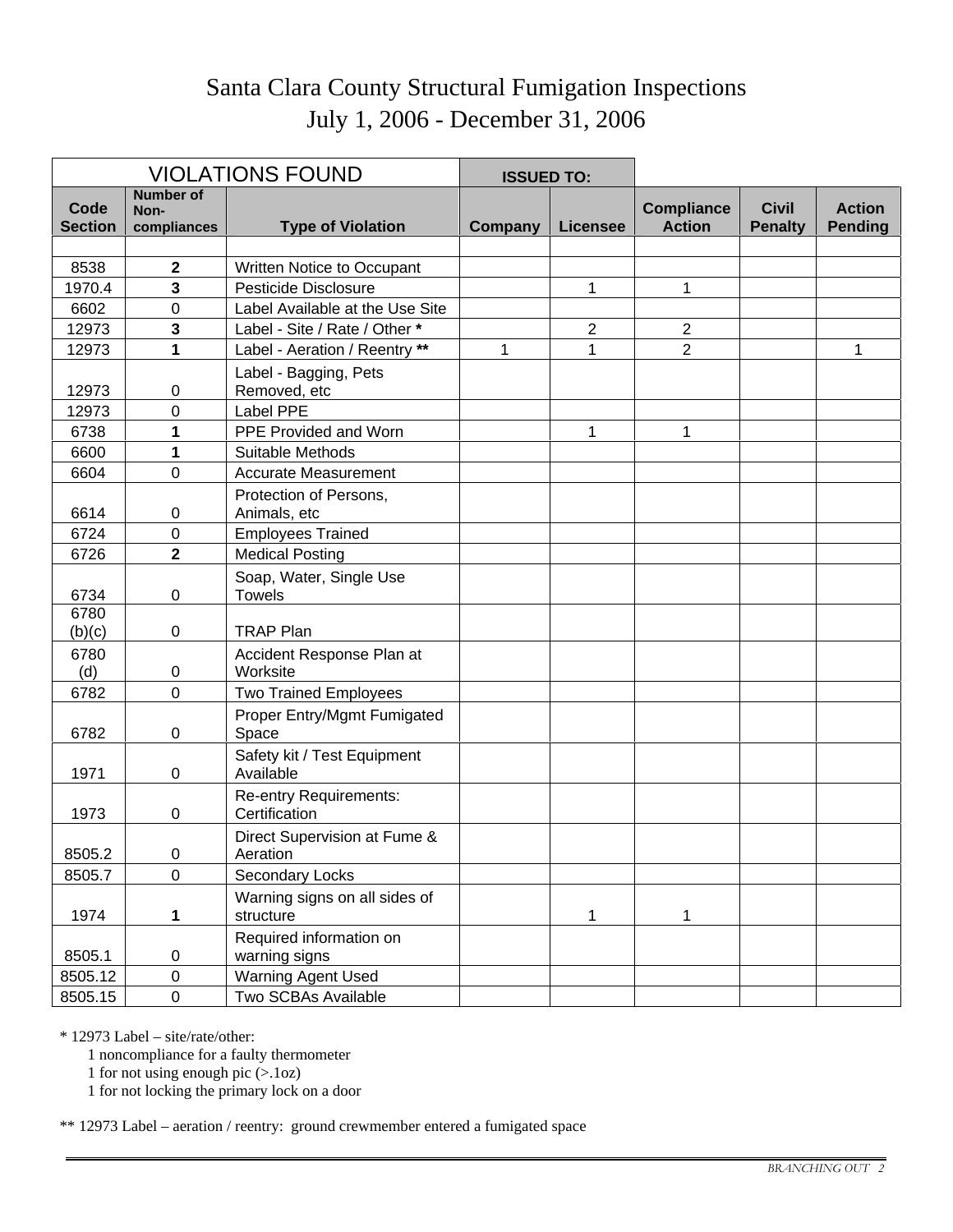# Santa Clara County Structural Fumigation Inspections
## July 1, 2006 - December 31, 2006

| VIOLATIONS FOUND | | | ISSUED TO: | | | | |
|---|---|---|---|---|---|---|---|
| **Code Section** | **Number of Non-compliances** | **Type of Violation** | **Company** | **Licensee** | **Compliance Action** | **Civil Penalty** | **Action Pending** |
| | | | | | | | |
| 8538 | **2** | Written Notice to Occupant | | | | | |
| 1970.4 | **3** | Pesticide Disclosure | | 1 | 1 | | |
| 6602 | 0 | Label Available at the Use Site | | | | | |
| 12973 | **3** | Label - Site / Rate / Other **\*** | | 2 | 2 | | |
| 12973 | **1** | Label - Aeration / Reentry **\*\*** | 1 | 1 | 2 | | 1 |
| 12973 | 0 | Label - Bagging, Pets Removed, etc | | | | | |
| 12973 | 0 | Label PPE | | | | | |
| 6738 | **1** | PPE Provided and Worn | | 1 | 1 | | |
| 6600 | **1** | Suitable Methods | | | | | |
| 6604 | 0 | Accurate Measurement | | | | | |
| 6614 | 0 | Protection of Persons, Animals, etc | | | | | |
| 6724 | 0 | Employees Trained | | | | | |
| 6726 | **2** | Medical Posting | | | | | |
| 6734 | 0 | Soap, Water, Single Use Towels | | | | | |
| 6780 (b)(c) | 0 | TRAP Plan | | | | | |
| 6780 (d) | 0 | Accident Response Plan at Worksite | | | | | |
| 6782 | 0 | Two Trained Employees | | | | | |
| 6782 | 0 | Proper Entry/Mgmt Fumigated Space | | | | | |
| 1971 | 0 | Safety kit / Test Equipment Available | | | | | |
| 1973 | 0 | Re-entry Requirements: Certification | | | | | |
| 8505.2 | 0 | Direct Supervision at Fume & Aeration | | | | | |
| 8505.7 | 0 | Secondary Locks | | | | | |
| 1974 | **1** | Warning signs on all sides of structure | | 1 | 1 | | |
| 8505.1 | 0 | Required information on warning signs | | | | | |
| 8505.12 | 0 | Warning Agent Used | | | | | |
| 8505.15 | 0 | Two SCBAs Available | | | | | |

\* 12973 Label – site/rate/other:
- 1 noncompliance for a faulty thermometer
- 1 for not using enough pic (>.1oz)
- 1 for not locking the primary lock on a door

\*\* 12973 Label – aeration / reentry: ground crewmember entered a fumigated space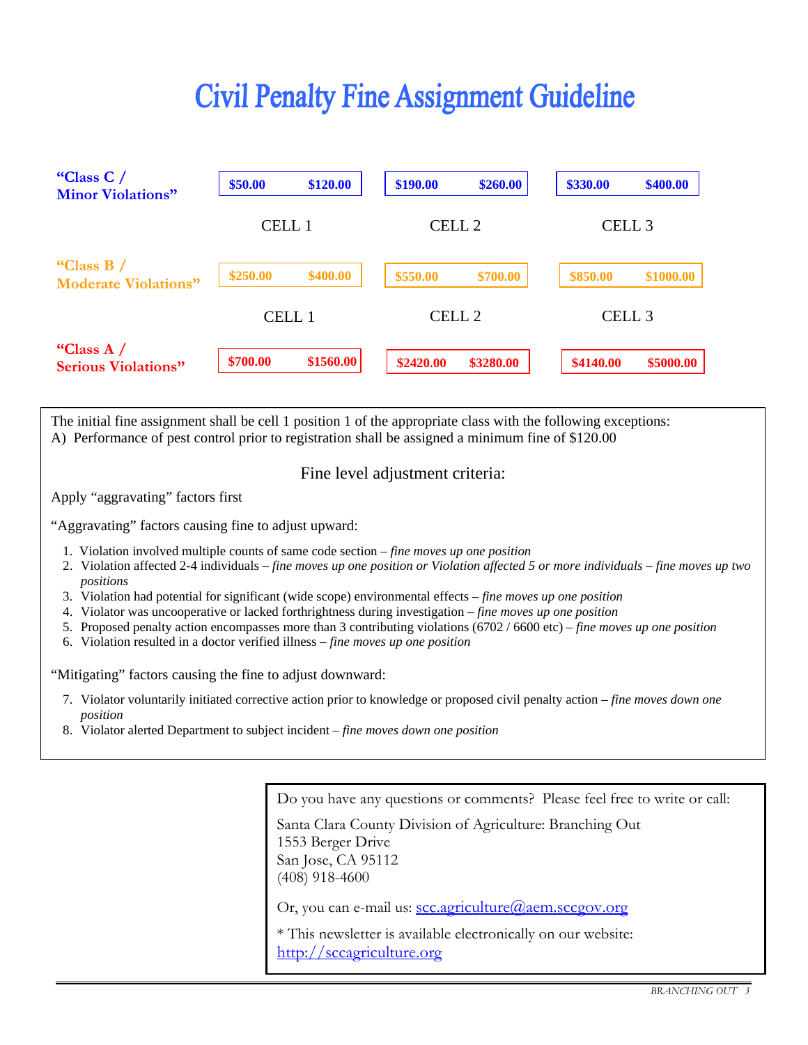# Civil Penalty Fine Assignment Guideline

| | CELL 1 | | CELL 2 | | CELL 3 | |
|---|---|---|---|---|---|---|
| **"Class C / Minor Violations"** | **$50.00** | **$120.00** | **$190.00** | **$260.00** | **$330.00** | **$400.00** |
| **"Class B / Moderate Violations"** | **$250.00** | **$400.00** | **$550.00** | **$700.00** | **$850.00** | **$1000.00** |
| **"Class A / Serious Violations"** | **$700.00** | **$1560.00** | **$2420.00** | **$3280.00** | **$4140.00** | **$5000.00** |

The initial fine assignment shall be cell 1 position 1 of the appropriate class with the following exceptions:
A) Performance of pest control prior to registration shall be assigned a minimum fine of $120.00

### Fine level adjustment criteria:

Apply "aggravating" factors first

"Aggravating" factors causing fine to adjust upward:

1. Violation involved multiple counts of same code section – *fine moves up one position*
2. Violation affected 2-4 individuals – *fine moves up one position or Violation affected 5 or more individuals – fine moves up two positions*
3. Violation had potential for significant (wide scope) environmental effects – *fine moves up one position*
4. Violator was uncooperative or lacked forthrightness during investigation – *fine moves up one position*
5. Proposed penalty action encompasses more than 3 contributing violations (6702 / 6600 etc) – *fine moves up one position*
6. Violation resulted in a doctor verified illness – *fine moves up one position*

"Mitigating" factors causing the fine to adjust downward:

7. Violator voluntarily initiated corrective action prior to knowledge or proposed civil penalty action – *fine moves down one position*
8. Violator alerted Department to subject incident – *fine moves down one position*

Do you have any questions or comments? Please feel free to write or call:

Santa Clara County Division of Agriculture: Branching Out
1553 Berger Drive
San Jose, CA 95112
(408) 918-4600

Or, you can e-mail us: scc.agriculture@aem.sccgov.org

* This newsletter is available electronically on our website: http://sccagriculture.org